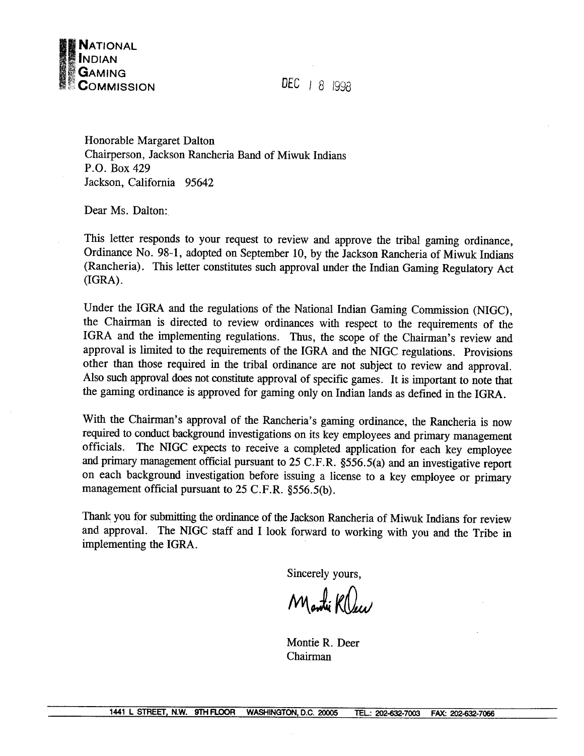**NATIONAL INDIAN GAMING COMMISSION**

DEC 18 1998

Honorable Margaret Dalton
Chairperson, Jackson Rancheria Band of Miwuk Indians
P.O. Box 429
Jackson, California 95642

Dear Ms. Dalton:

This letter responds to your request to review and approve the tribal gaming ordinance, Ordinance No. 98-1, adopted on September 10, by the Jackson Rancheria of Miwuk Indians (Rancheria). This letter constitutes such approval under the Indian Gaming Regulatory Act (IGRA).

Under the IGRA and the regulations of the National Indian Gaming Commission (NIGC), the Chairman is directed to review ordinances with respect to the requirements of the IGRA and the implementing regulations. Thus, the scope of the Chairman's review and approval is limited to the requirements of the IGRA and the NIGC regulations. Provisions other than those required in the tribal ordinance are not subject to review and approval. Also such approval does not constitute approval of specific games. It is important to note that the gaming ordinance is approved for gaming only on Indian lands as defined in the IGRA.

With the Chairman's approval of the Rancheria's gaming ordinance, the Rancheria is now required to conduct background investigations on its key employees and primary management officials. The NIGC expects to receive a completed application for each key employee and primary management official pursuant to 25 C.F.R. §556.5(a) and an investigative report on each background investigation before issuing a license to a key employee or primary management official pursuant to 25 C.F.R. §556.5(b).

Thank you for submitting the ordinance of the Jackson Rancheria of Miwuk Indians for review and approval. The NIGC staff and I look forward to working with you and the Tribe in implementing the IGRA.

Sincerely yours,

Montie R. Deer
Chairman

1441 L STREET, N.W. 9TH FLOOR WASHINGTON, D.C. 20005 TEL.: 202-632-7003 FAX: 202-632-7066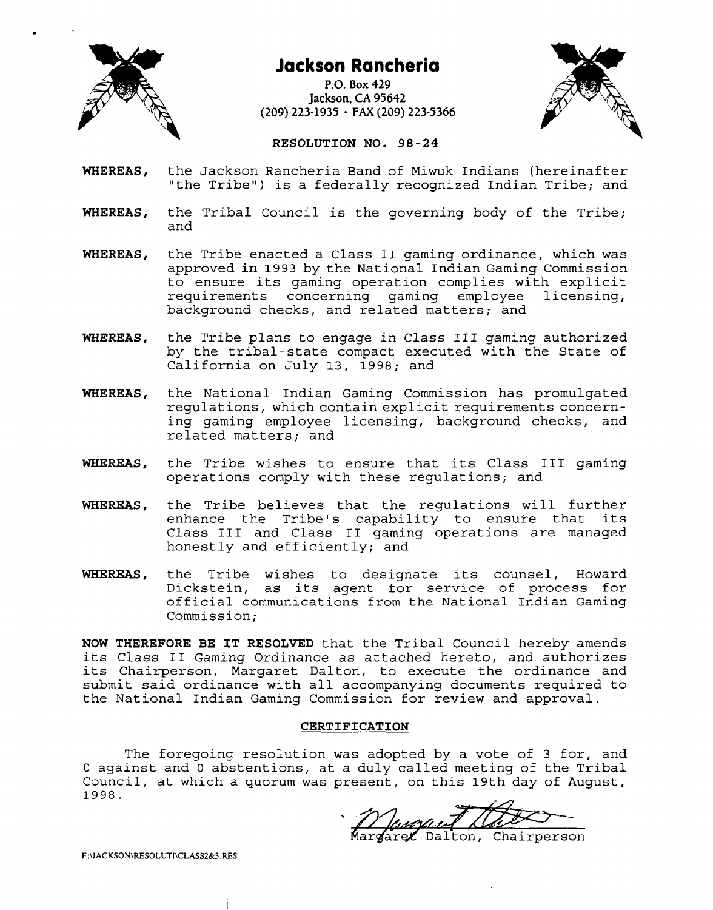# Jackson Rancheria

P.O. Box 429
Jackson, CA 95642
(209) 223-1935 · FAX (209) 223-5366

## RESOLUTION NO. 98-24

**WHEREAS,** the Jackson Rancheria Band of Miwuk Indians (hereinafter "the Tribe") is a federally recognized Indian Tribe; and

**WHEREAS,** the Tribal Council is the governing body of the Tribe; and

**WHEREAS,** the Tribe enacted a Class II gaming ordinance, which was approved in 1993 by the National Indian Gaming Commission to ensure its gaming operation complies with explicit requirements concerning gaming employee licensing, background checks, and related matters; and

**WHEREAS,** the Tribe plans to engage in Class III gaming authorized by the tribal-state compact executed with the State of California on July 13, 1998; and

**WHEREAS,** the National Indian Gaming Commission has promulgated regulations, which contain explicit requirements concerning gaming employee licensing, background checks, and related matters; and

**WHEREAS,** the Tribe wishes to ensure that its Class III gaming operations comply with these regulations; and

**WHEREAS,** the Tribe believes that the regulations will further enhance the Tribe's capability to ensure that its Class III and Class II gaming operations are managed honestly and efficiently; and

**WHEREAS,** the Tribe wishes to designate its counsel, Howard Dickstein, as its agent for service of process for official communications from the National Indian Gaming Commission;

**NOW THEREFORE BE IT RESOLVED** that the Tribal Council hereby amends its Class II Gaming Ordinance as attached hereto, and authorizes its Chairperson, Margaret Dalton, to execute the ordinance and submit said ordinance with all accompanying documents required to the National Indian Gaming Commission for review and approval.

### CERTIFICATION

The foregoing resolution was adopted by a vote of 3 for, and 0 against and 0 abstentions, at a duly called meeting of the Tribal Council, at which a quorum was present, on this 19th day of August, 1998.

Margaret Dalton, Chairperson

F:\JACKSON\RESOLUTI\CLASS2&3.RES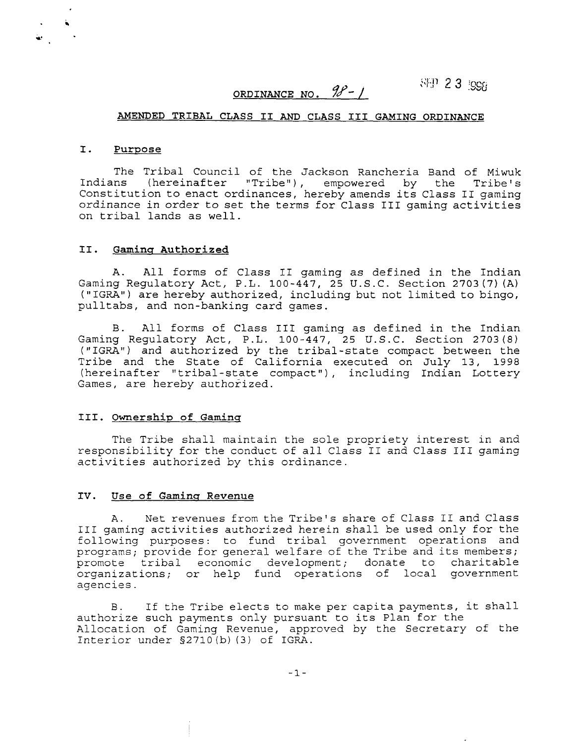SEP 2 3 1998

# ORDINANCE NO. 98-1

## AMENDED TRIBAL CLASS II AND CLASS III GAMING ORDINANCE

### I. Purpose

The Tribal Council of the Jackson Rancheria Band of Miwuk Indians (hereinafter "Tribe"), empowered by the Tribe's Constitution to enact ordinances, hereby amends its Class II gaming ordinance in order to set the terms for Class III gaming activities on tribal lands as well.

### II. Gaming Authorized

A. All forms of Class II gaming as defined in the Indian Gaming Regulatory Act, P.L. 100-447, 25 U.S.C. Section 2703(7)(A) ("IGRA") are hereby authorized, including but not limited to bingo, pulltabs, and non-banking card games.

B. All forms of Class III gaming as defined in the Indian Gaming Regulatory Act, P.L. 100-447, 25 U.S.C. Section 2703(8) ("IGRA") and authorized by the tribal-state compact between the Tribe and the State of California executed on July 13, 1998 (hereinafter "tribal-state compact"), including Indian Lottery Games, are hereby authorized.

### III. Ownership of Gaming

The Tribe shall maintain the sole propriety interest in and responsibility for the conduct of all Class II and Class III gaming activities authorized by this ordinance.

### IV. Use of Gaming Revenue

A. Net revenues from the Tribe's share of Class II and Class III gaming activities authorized herein shall be used only for the following purposes: to fund tribal government operations and programs; provide for general welfare of the Tribe and its members; promote tribal economic development; donate to charitable organizations; or help fund operations of local government agencies.

B. If the Tribe elects to make per capita payments, it shall authorize such payments only pursuant to its Plan for the Allocation of Gaming Revenue, approved by the Secretary of the Interior under §2710(b)(3) of IGRA.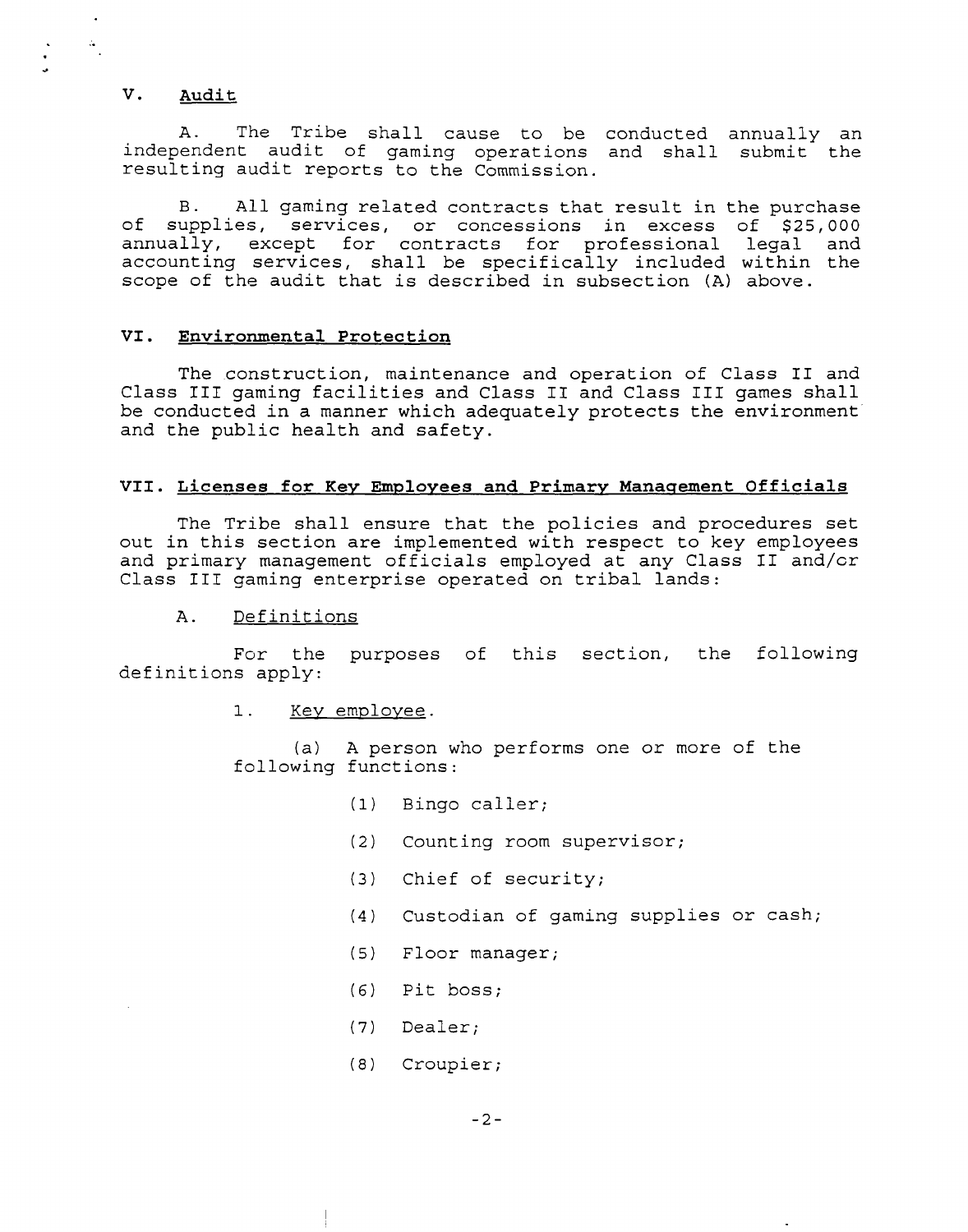## V. Audit

A. The Tribe shall cause to be conducted annually an independent audit of gaming operations and shall submit the resulting audit reports to the Commission.

B. All gaming related contracts that result in the purchase of supplies, services, or concessions in excess of $25,000 annually, except for contracts for professional legal and accounting services, shall be specifically included within the scope of the audit that is described in subsection (A) above.

## VI. Environmental Protection

The construction, maintenance and operation of Class II and Class III gaming facilities and Class II and Class III games shall be conducted in a manner which adequately protects the environment and the public health and safety.

## VII. Licenses for Key Employees and Primary Management Officials

The Tribe shall ensure that the policies and procedures set out in this section are implemented with respect to key employees and primary management officials employed at any Class II and/or Class III gaming enterprise operated on tribal lands:

### A. Definitions

For the purposes of this section, the following definitions apply:

1. Key employee.

   (a) A person who performs one or more of the following functions:

   (1) Bingo caller;

   (2) Counting room supervisor;

   (3) Chief of security;

   (4) Custodian of gaming supplies or cash;

   (5) Floor manager;

   (6) Pit boss;

   (7) Dealer;

   (8) Croupier;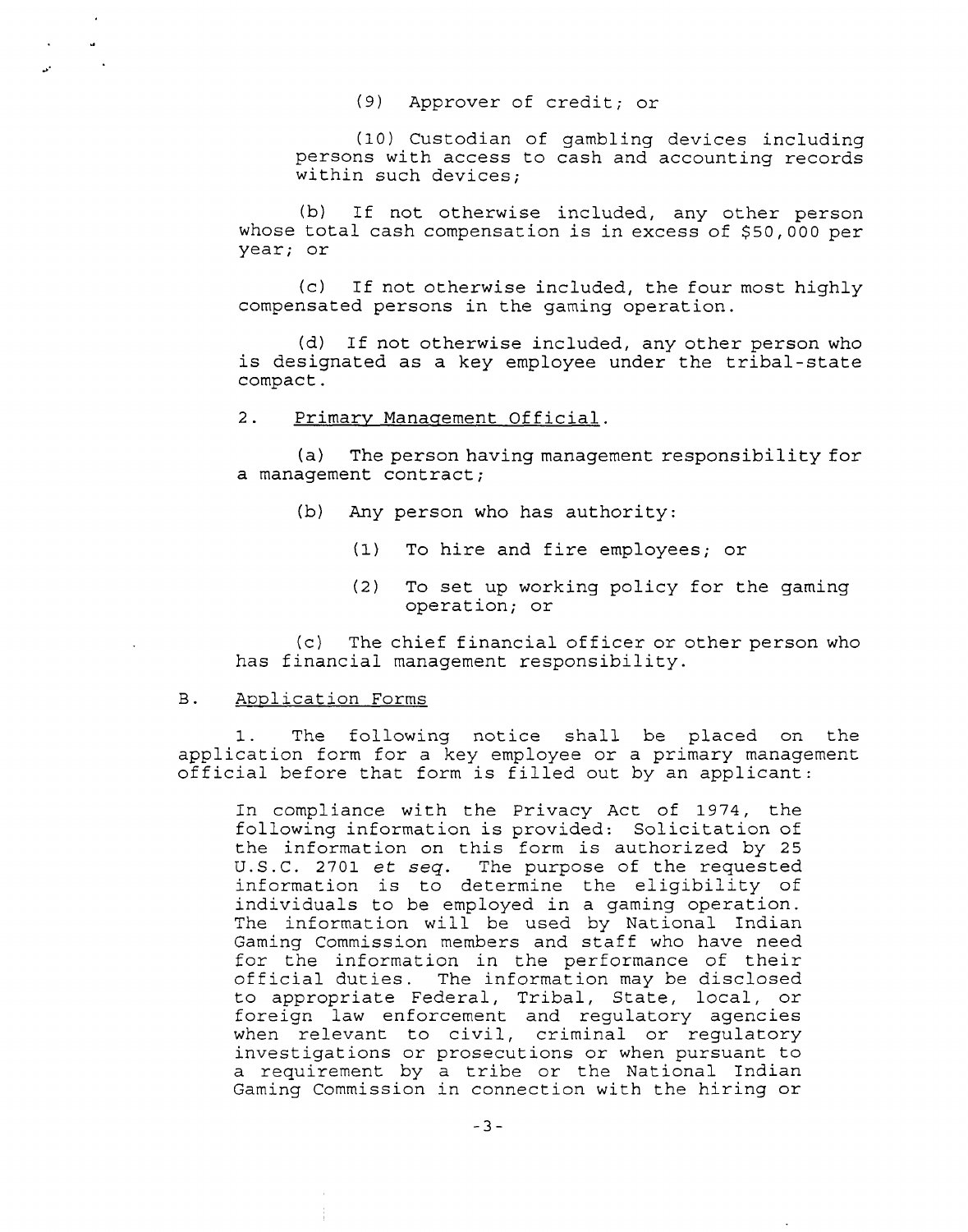(9) Approver of credit; or

(10) Custodian of gambling devices including persons with access to cash and accounting records within such devices;

(b) If not otherwise included, any other person whose total cash compensation is in excess of $50,000 per year; or

(c) If not otherwise included, the four most highly compensated persons in the gaming operation.

(d) If not otherwise included, any other person who is designated as a key employee under the tribal-state compact.

2. Primary Management Official.

(a) The person having management responsibility for a management contract;

(b) Any person who has authority:

(1) To hire and fire employees; or

(2) To set up working policy for the gaming operation; or

(c) The chief financial officer or other person who has financial management responsibility.

B. Application Forms

1. The following notice shall be placed on the application form for a key employee or a primary management official before that form is filled out by an applicant:

> In compliance with the Privacy Act of 1974, the following information is provided: Solicitation of the information on this form is authorized by 25 U.S.C. 2701 *et seq.* The purpose of the requested information is to determine the eligibility of individuals to be employed in a gaming operation. The information will be used by National Indian Gaming Commission members and staff who have need for the information in the performance of their official duties. The information may be disclosed to appropriate Federal, Tribal, State, local, or foreign law enforcement and regulatory agencies when relevant to civil, criminal or regulatory investigations or prosecutions or when pursuant to a requirement by a tribe or the National Indian Gaming Commission in connection with the hiring or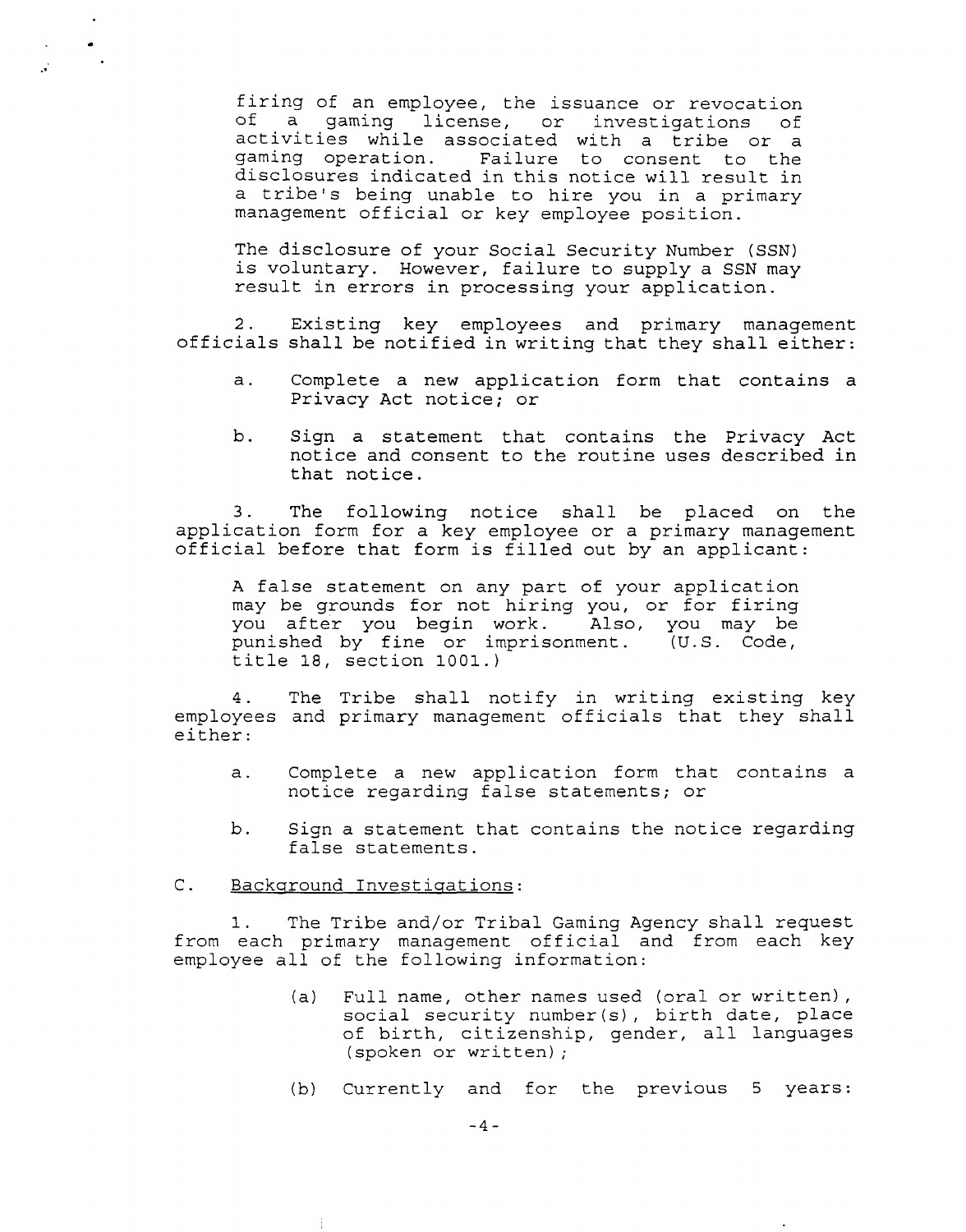firing of an employee, the issuance or revocation of a gaming license, or investigations of activities while associated with a tribe or a gaming operation. Failure to consent to the disclosures indicated in this notice will result in a tribe's being unable to hire you in a primary management official or key employee position.

The disclosure of your Social Security Number (SSN) is voluntary. However, failure to supply a SSN may result in errors in processing your application.

2. Existing key employees and primary management officials shall be notified in writing that they shall either:

a. Complete a new application form that contains a Privacy Act notice; or

b. Sign a statement that contains the Privacy Act notice and consent to the routine uses described in that notice.

3. The following notice shall be placed on the application form for a key employee or a primary management official before that form is filled out by an applicant:

A false statement on any part of your application may be grounds for not hiring you, or for firing you after you begin work. Also, you may be punished by fine or imprisonment. (U.S. Code, title 18, section 1001.)

4. The Tribe shall notify in writing existing key employees and primary management officials that they shall either:

a. Complete a new application form that contains a notice regarding false statements; or

b. Sign a statement that contains the notice regarding false statements.

C. Background Investigations:

1. The Tribe and/or Tribal Gaming Agency shall request from each primary management official and from each key employee all of the following information:

(a) Full name, other names used (oral or written), social security number(s), birth date, place of birth, citizenship, gender, all languages (spoken or written);

(b) Currently and for the previous 5 years: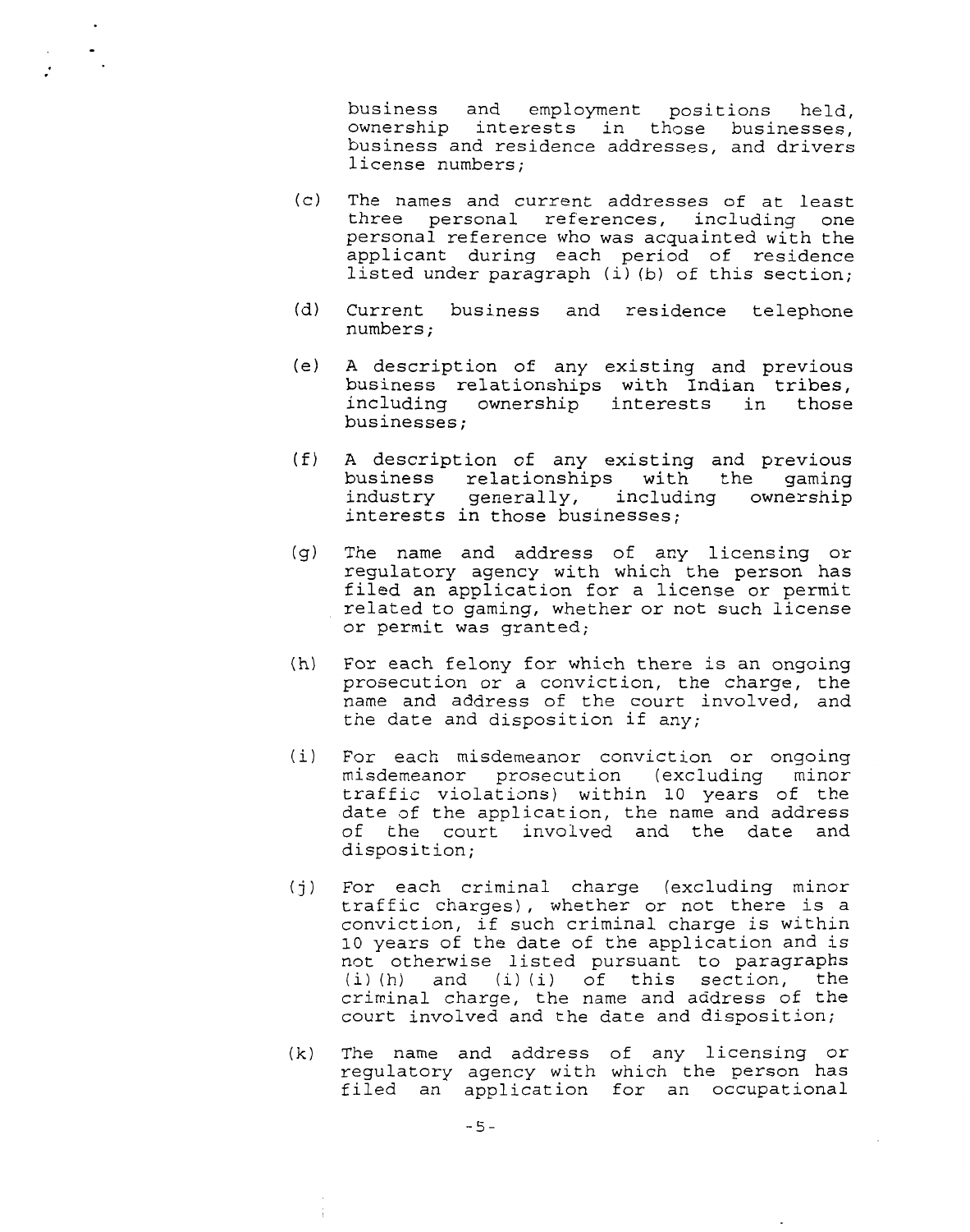business and employment positions held, ownership interests in those businesses, business and residence addresses, and drivers license numbers;

(c) The names and current addresses of at least three personal references, including one personal reference who was acquainted with the applicant during each period of residence listed under paragraph (i)(b) of this section;

(d) Current business and residence telephone numbers;

(e) A description of any existing and previous business relationships with Indian tribes, including ownership interests in those businesses;

(f) A description of any existing and previous business relationships with the gaming industry generally, including ownership interests in those businesses;

(g) The name and address of any licensing or regulatory agency with which the person has filed an application for a license or permit related to gaming, whether or not such license or permit was granted;

(h) For each felony for which there is an ongoing prosecution or a conviction, the charge, the name and address of the court involved, and the date and disposition if any;

(i) For each misdemeanor conviction or ongoing misdemeanor prosecution (excluding minor traffic violations) within 10 years of the date of the application, the name and address of the court involved and the date and disposition;

(j) For each criminal charge (excluding minor traffic charges), whether or not there is a conviction, if such criminal charge is within 10 years of the date of the application and is not otherwise listed pursuant to paragraphs (i)(h) and (i)(i) of this section, the criminal charge, the name and address of the court involved and the date and disposition;

(k) The name and address of any licensing or regulatory agency with which the person has filed an application for an occupational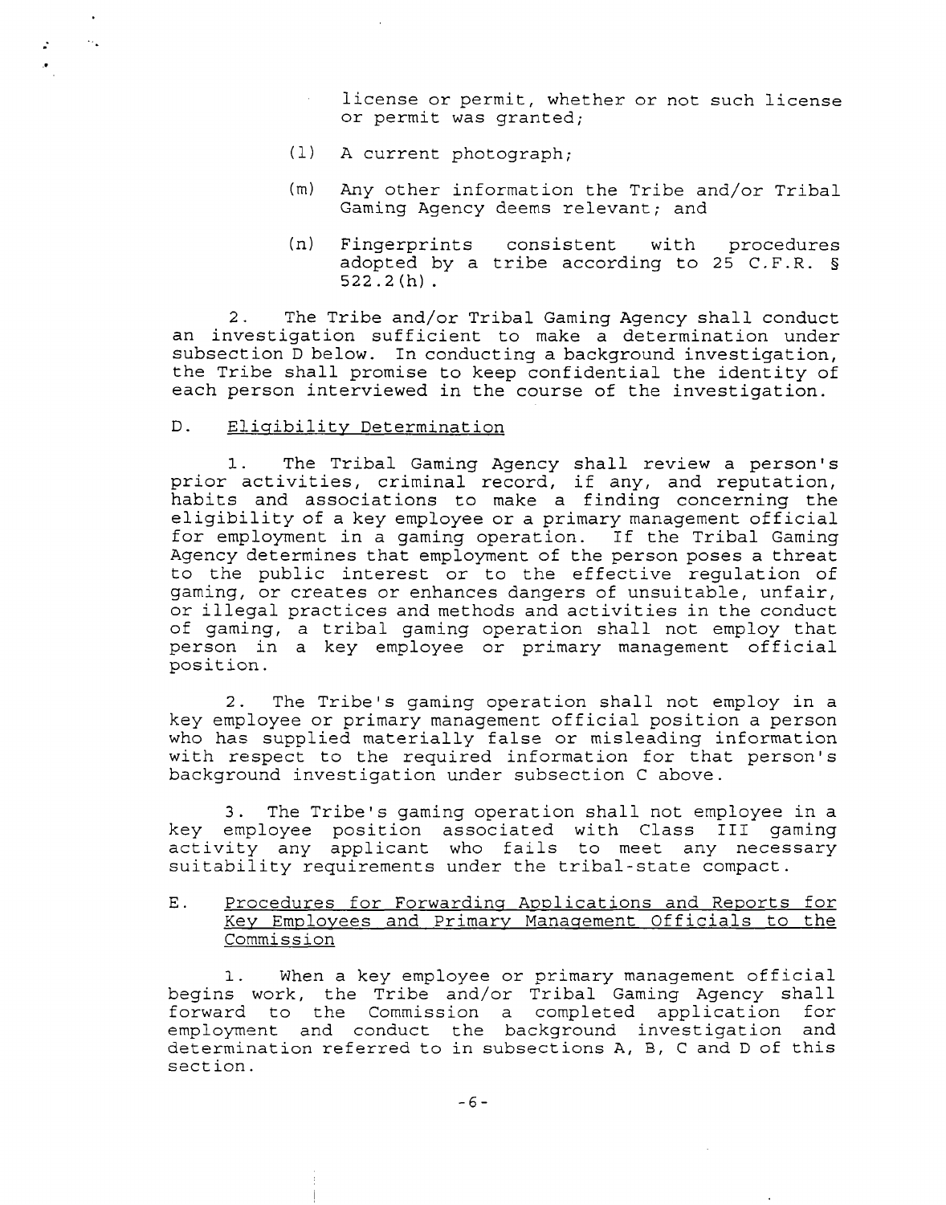license or permit, whether or not such license or permit was granted;

(l) A current photograph;

(m) Any other information the Tribe and/or Tribal Gaming Agency deems relevant; and

(n) Fingerprints consistent with procedures adopted by a tribe according to 25 C.F.R. § 522.2(h).

2. The Tribe and/or Tribal Gaming Agency shall conduct an investigation sufficient to make a determination under subsection D below. In conducting a background investigation, the Tribe shall promise to keep confidential the identity of each person interviewed in the course of the investigation.

D. <u>Eligibility Determination</u>

1. The Tribal Gaming Agency shall review a person's prior activities, criminal record, if any, and reputation, habits and associations to make a finding concerning the eligibility of a key employee or a primary management official for employment in a gaming operation. If the Tribal Gaming Agency determines that employment of the person poses a threat to the public interest or to the effective regulation of gaming, or creates or enhances dangers of unsuitable, unfair, or illegal practices and methods and activities in the conduct of gaming, a tribal gaming operation shall not employ that person in a key employee or primary management official position.

2. The Tribe's gaming operation shall not employ in a key employee or primary management official position a person who has supplied materially false or misleading information with respect to the required information for that person's background investigation under subsection C above.

3. The Tribe's gaming operation shall not employee in a key employee position associated with Class III gaming activity any applicant who fails to meet any necessary suitability requirements under the tribal-state compact.

E. <u>Procedures for Forwarding Applications and Reports for Key Employees and Primary Management Officials to the Commission</u>

1. When a key employee or primary management official begins work, the Tribe and/or Tribal Gaming Agency shall forward to the Commission a completed application for employment and conduct the background investigation and determination referred to in subsections A, B, C and D of this section.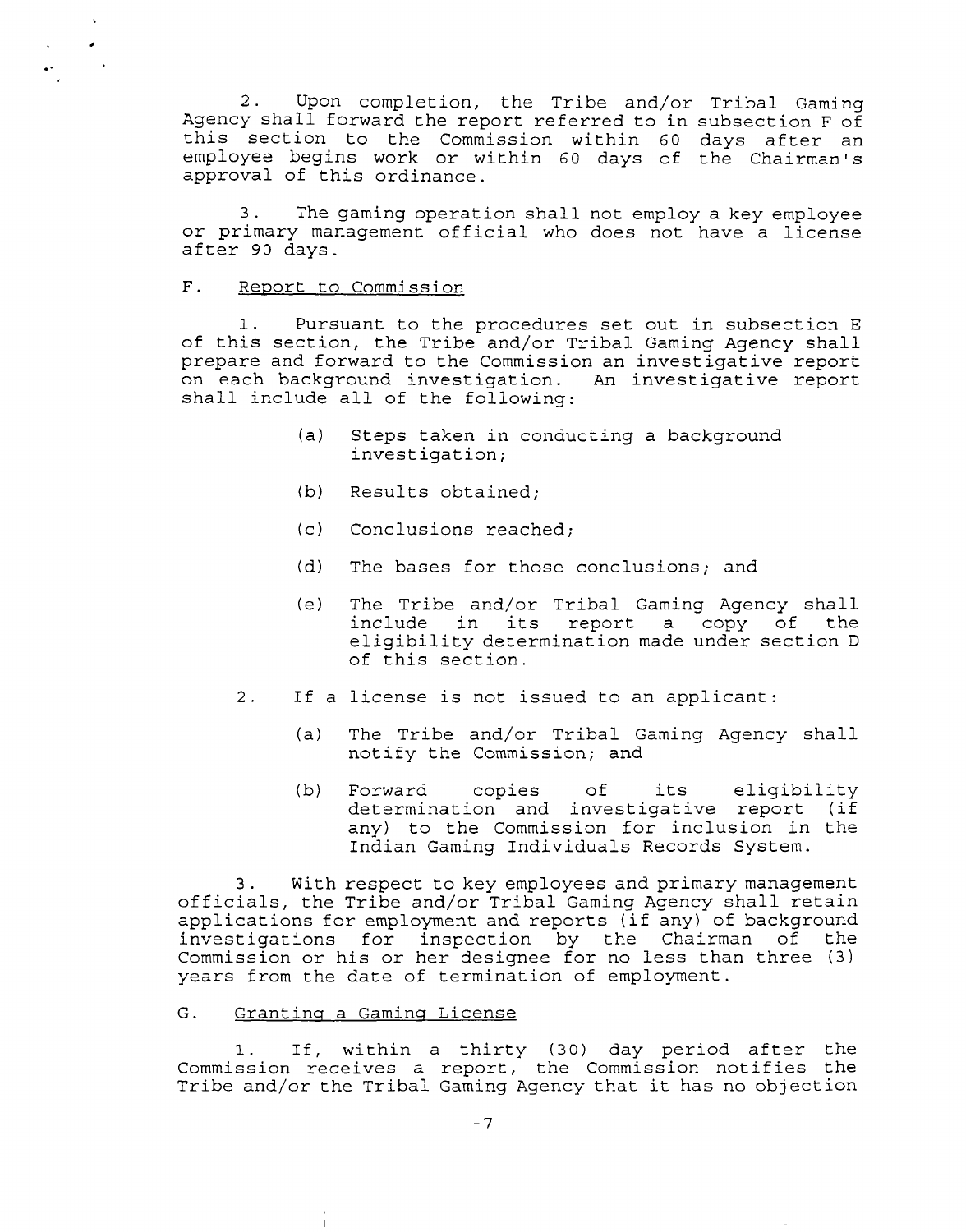2. Upon completion, the Tribe and/or Tribal Gaming Agency shall forward the report referred to in subsection F of this section to the Commission within 60 days after an employee begins work or within 60 days of the Chairman's approval of this ordinance.

3. The gaming operation shall not employ a key employee or primary management official who does not have a license after 90 days.

F. <u>Report to Commission</u>

1. Pursuant to the procedures set out in subsection E of this section, the Tribe and/or Tribal Gaming Agency shall prepare and forward to the Commission an investigative report on each background investigation. An investigative report shall include all of the following:

(a) Steps taken in conducting a background investigation;

(b) Results obtained;

(c) Conclusions reached;

(d) The bases for those conclusions; and

(e) The Tribe and/or Tribal Gaming Agency shall include in its report a copy of the eligibility determination made under section D of this section.

2. If a license is not issued to an applicant:

(a) The Tribe and/or Tribal Gaming Agency shall notify the Commission; and

(b) Forward copies of its eligibility determination and investigative report (if any) to the Commission for inclusion in the Indian Gaming Individuals Records System.

3. With respect to key employees and primary management officials, the Tribe and/or Tribal Gaming Agency shall retain applications for employment and reports (if any) of background investigations for inspection by the Chairman of the Commission or his or her designee for no less than three (3) years from the date of termination of employment.

G. <u>Granting a Gaming License</u>

1. If, within a thirty (30) day period after the Commission receives a report, the Commission notifies the Tribe and/or the Tribal Gaming Agency that it has no objection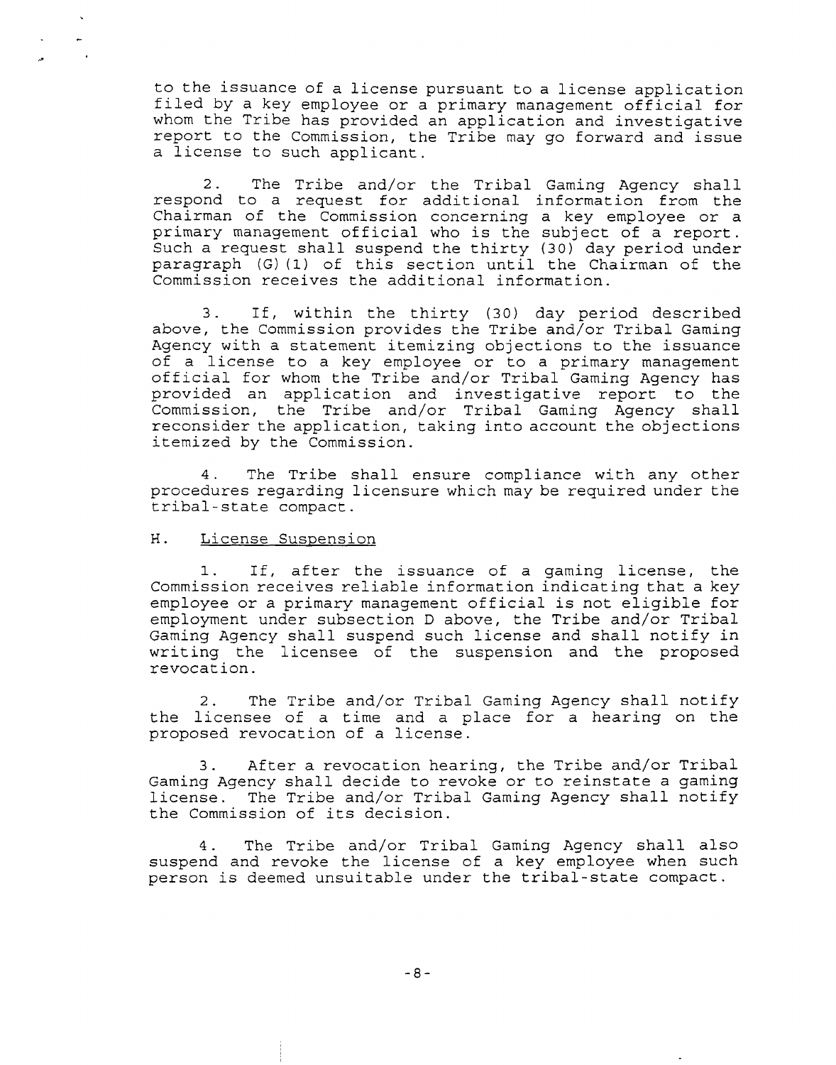to the issuance of a license pursuant to a license application filed by a key employee or a primary management official for whom the Tribe has provided an application and investigative report to the Commission, the Tribe may go forward and issue a license to such applicant.

2. The Tribe and/or the Tribal Gaming Agency shall respond to a request for additional information from the Chairman of the Commission concerning a key employee or a primary management official who is the subject of a report. Such a request shall suspend the thirty (30) day period under paragraph (G)(1) of this section until the Chairman of the Commission receives the additional information.

3. If, within the thirty (30) day period described above, the Commission provides the Tribe and/or Tribal Gaming Agency with a statement itemizing objections to the issuance of a license to a key employee or to a primary management official for whom the Tribe and/or Tribal Gaming Agency has provided an application and investigative report to the Commission, the Tribe and/or Tribal Gaming Agency shall reconsider the application, taking into account the objections itemized by the Commission.

4. The Tribe shall ensure compliance with any other procedures regarding licensure which may be required under the tribal-state compact.

H. <u>License Suspension</u>

1. If, after the issuance of a gaming license, the Commission receives reliable information indicating that a key employee or a primary management official is not eligible for employment under subsection D above, the Tribe and/or Tribal Gaming Agency shall suspend such license and shall notify in writing the licensee of the suspension and the proposed revocation.

2. The Tribe and/or Tribal Gaming Agency shall notify the licensee of a time and a place for a hearing on the proposed revocation of a license.

3. After a revocation hearing, the Tribe and/or Tribal Gaming Agency shall decide to revoke or to reinstate a gaming license. The Tribe and/or Tribal Gaming Agency shall notify the Commission of its decision.

4. The Tribe and/or Tribal Gaming Agency shall also suspend and revoke the license of a key employee when such person is deemed unsuitable under the tribal-state compact.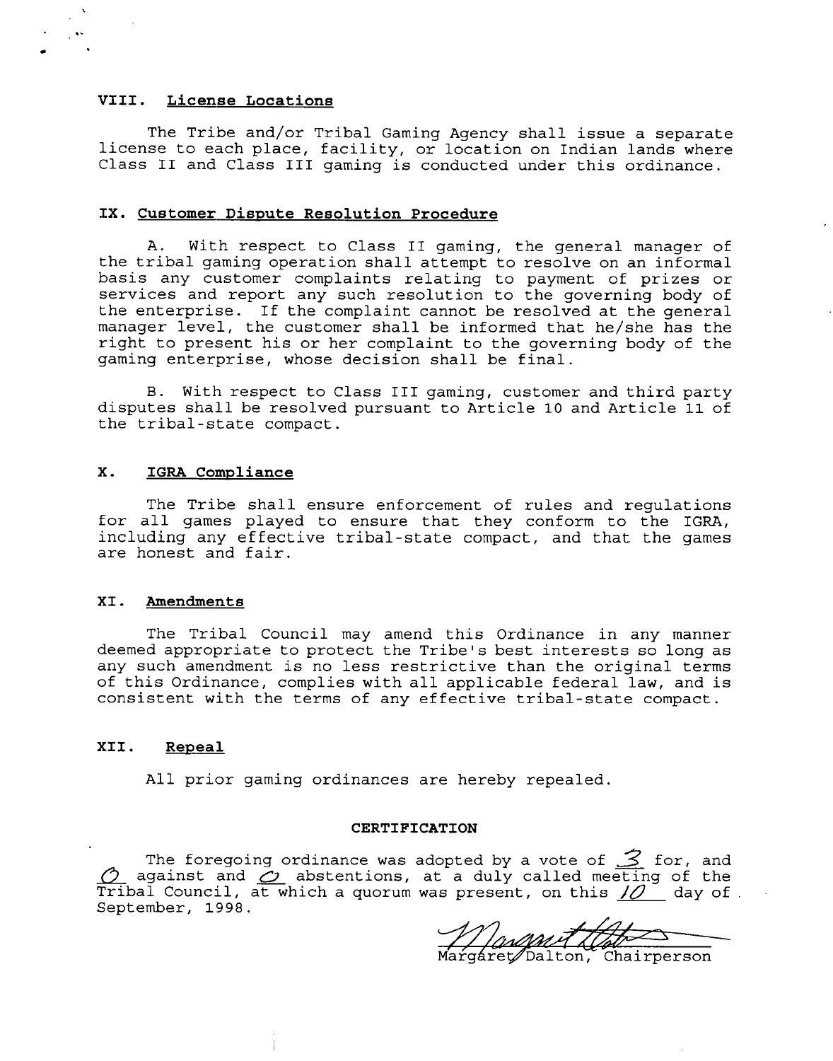## VIII. License Locations

The Tribe and/or Tribal Gaming Agency shall issue a separate license to each place, facility, or location on Indian lands where Class II and Class III gaming is conducted under this ordinance.

## IX. Customer Dispute Resolution Procedure

A. With respect to Class II gaming, the general manager of the tribal gaming operation shall attempt to resolve on an informal basis any customer complaints relating to payment of prizes or services and report any such resolution to the governing body of the enterprise. If the complaint cannot be resolved at the general manager level, the customer shall be informed that he/she has the right to present his or her complaint to the governing body of the gaming enterprise, whose decision shall be final.

B. With respect to Class III gaming, customer and third party disputes shall be resolved pursuant to Article 10 and Article 11 of the tribal-state compact.

## X. IGRA Compliance

The Tribe shall ensure enforcement of rules and regulations for all games played to ensure that they conform to the IGRA, including any effective tribal-state compact, and that the games are honest and fair.

## XI. Amendments

The Tribal Council may amend this Ordinance in any manner deemed appropriate to protect the Tribe's best interests so long as any such amendment is no less restrictive than the original terms of this Ordinance, complies with all applicable federal law, and is consistent with the terms of any effective tribal-state compact.

## XII. Repeal

All prior gaming ordinances are hereby repealed.

**CERTIFICATION**

The foregoing ordinance was adopted by a vote of 3 for, and 0 against and 0 abstentions, at a duly called meeting of the Tribal Council, at which a quorum was present, on this 10 day of September, 1998.

Margaret Dalton, Chairperson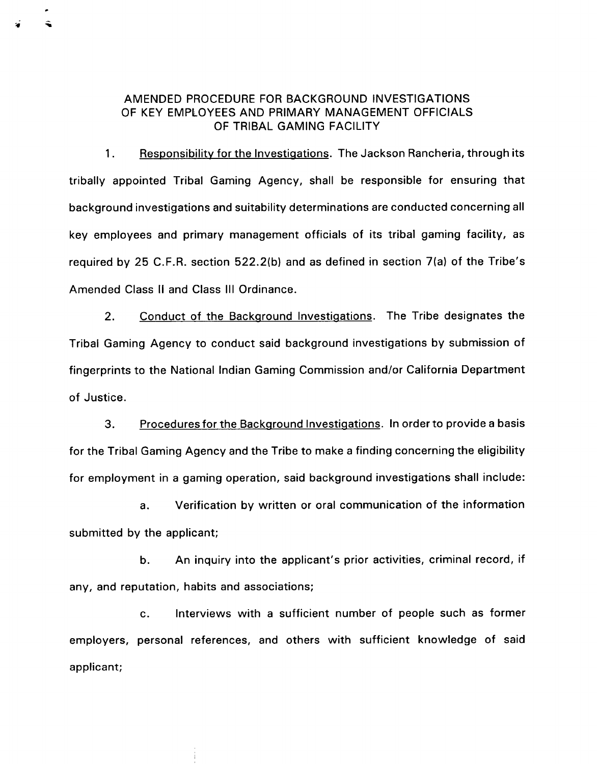# AMENDED PROCEDURE FOR BACKGROUND INVESTIGATIONS OF KEY EMPLOYEES AND PRIMARY MANAGEMENT OFFICIALS OF TRIBAL GAMING FACILITY

1. Responsibility for the Investigations. The Jackson Rancheria, through its tribally appointed Tribal Gaming Agency, shall be responsible for ensuring that background investigations and suitability determinations are conducted concerning all key employees and primary management officials of its tribal gaming facility, as required by 25 C.F.R. section 522.2(b) and as defined in section 7(a) of the Tribe's Amended Class II and Class III Ordinance.

2. Conduct of the Background Investigations. The Tribe designates the Tribal Gaming Agency to conduct said background investigations by submission of fingerprints to the National Indian Gaming Commission and/or California Department of Justice.

3. Procedures for the Background Investigations. In order to provide a basis for the Tribal Gaming Agency and the Tribe to make a finding concerning the eligibility for employment in a gaming operation, said background investigations shall include:

   a. Verification by written or oral communication of the information submitted by the applicant;

   b. An inquiry into the applicant's prior activities, criminal record, if any, and reputation, habits and associations;

   c. Interviews with a sufficient number of people such as former employers, personal references, and others with sufficient knowledge of said applicant;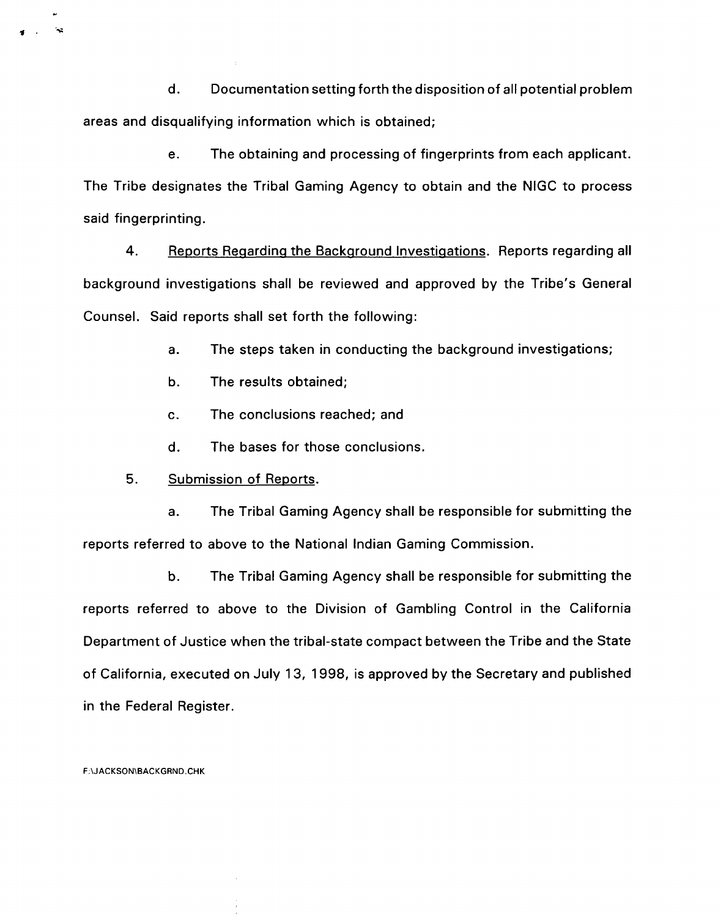d. Documentation setting forth the disposition of all potential problem areas and disqualifying information which is obtained;

e. The obtaining and processing of fingerprints from each applicant. The Tribe designates the Tribal Gaming Agency to obtain and the NIGC to process said fingerprinting.

4. Reports Regarding the Background Investigations. Reports regarding all background investigations shall be reviewed and approved by the Tribe's General Counsel. Said reports shall set forth the following:

a. The steps taken in conducting the background investigations;

b. The results obtained;

c. The conclusions reached; and

d. The bases for those conclusions.

5. Submission of Reports.

a. The Tribal Gaming Agency shall be responsible for submitting the reports referred to above to the National Indian Gaming Commission.

b. The Tribal Gaming Agency shall be responsible for submitting the reports referred to above to the Division of Gambling Control in the California Department of Justice when the tribal-state compact between the Tribe and the State of California, executed on July 13, 1998, is approved by the Secretary and published in the Federal Register.

F:\JACKSON\BACKGRND.CHK